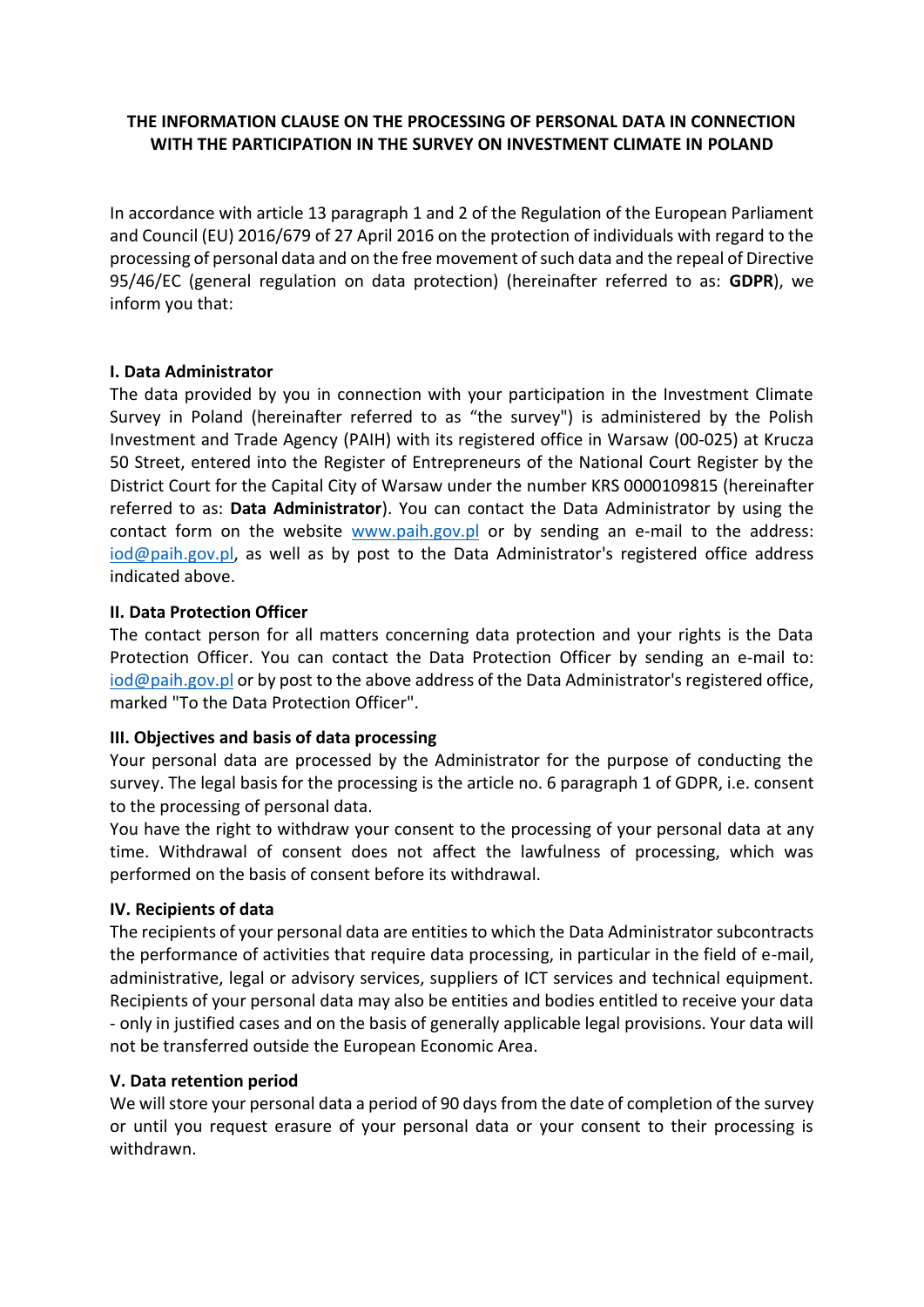**THE INFORMATION CLAUSE ON THE PROCESSING OF PERSONAL DATA IN CONNECTION WITH THE PARTICIPATION IN THE SURVEY ON INVESTMENT CLIMATE IN POLAND**

In accordance with article 13 paragraph 1 and 2 of the Regulation of the European Parliament and Council (EU) 2016/679 of 27 April 2016 on the protection of individuals with regard to the processing of personal data and on the free movement of such data and the repeal of Directive 95/46/EC (general regulation on data protection) (hereinafter referred to as: **GDPR**), we inform you that:

**I. Data Administrator**

The data provided by you in connection with your participation in the Investment Climate Survey in Poland (hereinafter referred to as "the survey") is administered by the Polish Investment and Trade Agency (PAIH) with its registered office in Warsaw (00-025) at Krucza 50 Street, entered into the Register of Entrepreneurs of the National Court Register by the District Court for the Capital City of Warsaw under the number KRS 0000109815 (hereinafter referred to as: **Data Administrator**). You can contact the Data Administrator by using the contact form on the website www.paih.gov.pl or by sending an e-mail to the address: iod@paih.gov.pl, as well as by post to the Data Administrator's registered office address indicated above.

**II. Data Protection Officer**

The contact person for all matters concerning data protection and your rights is the Data Protection Officer. You can contact the Data Protection Officer by sending an e-mail to: iod@paih.gov.pl or by post to the above address of the Data Administrator's registered office, marked "To the Data Protection Officer".

**III. Objectives and basis of data processing**

Your personal data are processed by the Administrator for the purpose of conducting the survey. The legal basis for the processing is the article no. 6 paragraph 1 of GDPR, i.e. consent to the processing of personal data.

You have the right to withdraw your consent to the processing of your personal data at any time. Withdrawal of consent does not affect the lawfulness of processing, which was performed on the basis of consent before its withdrawal.

**IV. Recipients of data**

The recipients of your personal data are entities to which the Data Administrator subcontracts the performance of activities that require data processing, in particular in the field of e-mail, administrative, legal or advisory services, suppliers of ICT services and technical equipment. Recipients of your personal data may also be entities and bodies entitled to receive your data - only in justified cases and on the basis of generally applicable legal provisions. Your data will not be transferred outside the European Economic Area.

**V. Data retention period**

We will store your personal data a period of 90 days from the date of completion of the survey or until you request erasure of your personal data or your consent to their processing is withdrawn.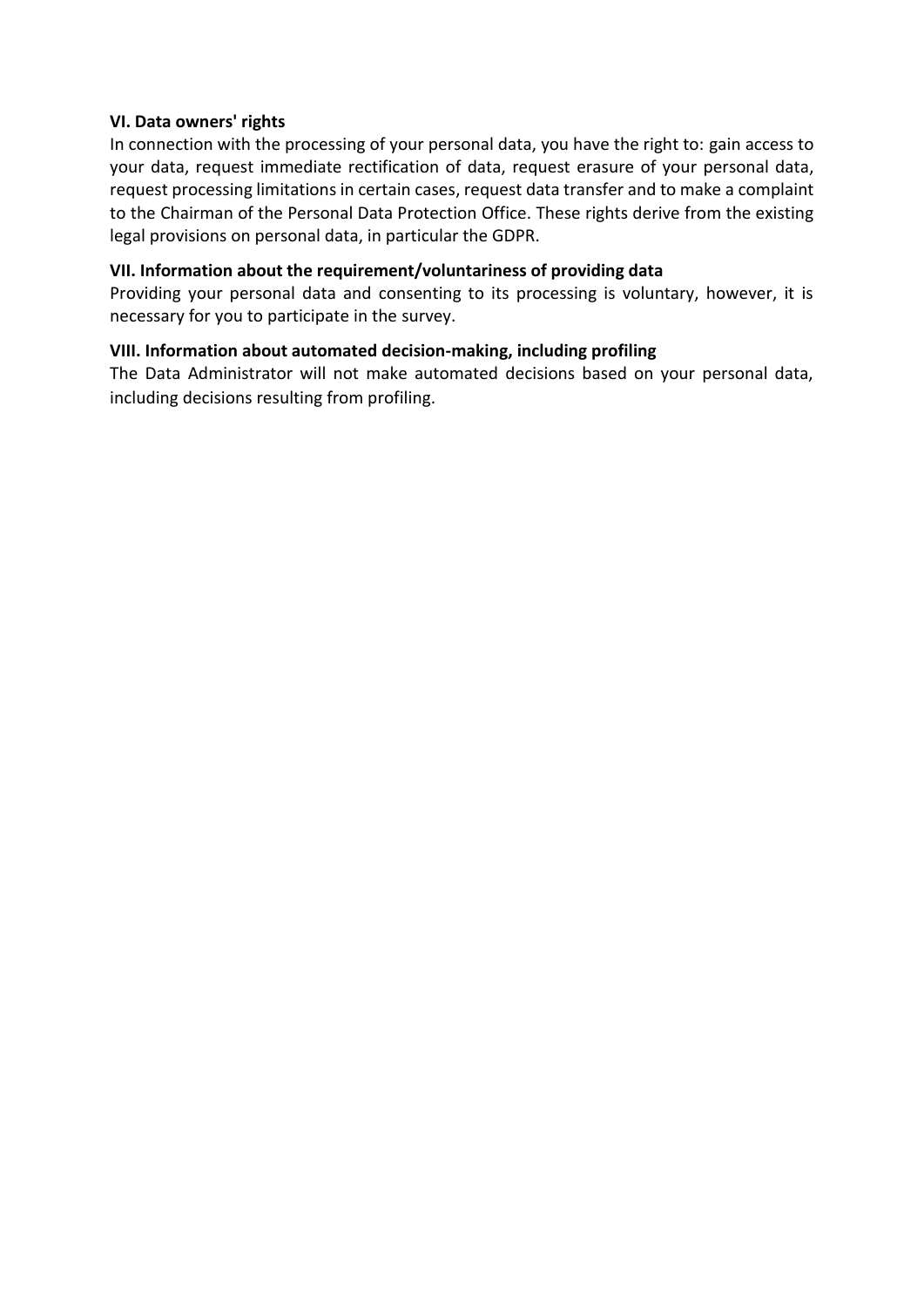**VI. Data owners' rights**

In connection with the processing of your personal data, you have the right to: gain access to your data, request immediate rectification of data, request erasure of your personal data, request processing limitations in certain cases, request data transfer and to make a complaint to the Chairman of the Personal Data Protection Office. These rights derive from the existing legal provisions on personal data, in particular the GDPR.

**VII. Information about the requirement/voluntariness of providing data**

Providing your personal data and consenting to its processing is voluntary, however, it is necessary for you to participate in the survey.

**VIII. Information about automated decision-making, including profiling**

The Data Administrator will not make automated decisions based on your personal data, including decisions resulting from profiling.